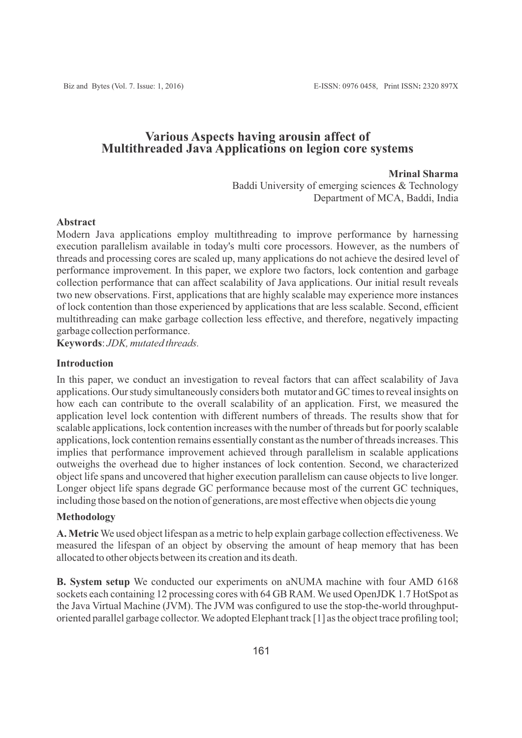# Various Aspects having arousin affect of Multithreaded Java Applications on legion core systems

**Mrinal Sharma**

Baddi University of emerging sciences & Technology
Department of MCA, Baddi, India

**Abstract**

Modern Java applications employ multithreading to improve performance by harnessing execution parallelism available in today's multi core processors. However, as the numbers of threads and processing cores are scaled up, many applications do not achieve the desired level of performance improvement. In this paper, we explore two factors, lock contention and garbage collection performance that can affect scalability of Java applications. Our initial result reveals two new observations. First, applications that are highly scalable may experience more instances of lock contention than those experienced by applications that are less scalable. Second, efficient multithreading can make garbage collection less effective, and therefore, negatively impacting garbage collection performance.

**Keywords**: *JDK, mutated threads.*

## Introduction

In this paper, we conduct an investigation to reveal factors that can affect scalability of Java applications. Our study simultaneously considers both mutator and GC times to reveal insights on how each can contribute to the overall scalability of an application. First, we measured the application level lock contention with different numbers of threads. The results show that for scalable applications, lock contention increases with the number of threads but for poorly scalable applications, lock contention remains essentially constant as the number of threads increases. This implies that performance improvement achieved through parallelism in scalable applications outweighs the overhead due to higher instances of lock contention. Second, we characterized object life spans and uncovered that higher execution parallelism can cause objects to live longer. Longer object life spans degrade GC performance because most of the current GC techniques, including those based on the notion of generations, are most effective when objects die young

## Methodology

**A. Metric** We used object lifespan as a metric to help explain garbage collection effectiveness. We measured the lifespan of an object by observing the amount of heap memory that has been allocated to other objects between its creation and its death.

**B. System setup** We conducted our experiments on aNUMA machine with four AMD 6168 sockets each containing 12 processing cores with 64 GB RAM. We used OpenJDK 1.7 HotSpot as the Java Virtual Machine (JVM). The JVM was configured to use the stop-the-world throughput-oriented parallel garbage collector. We adopted Elephant track [1] as the object trace profiling tool;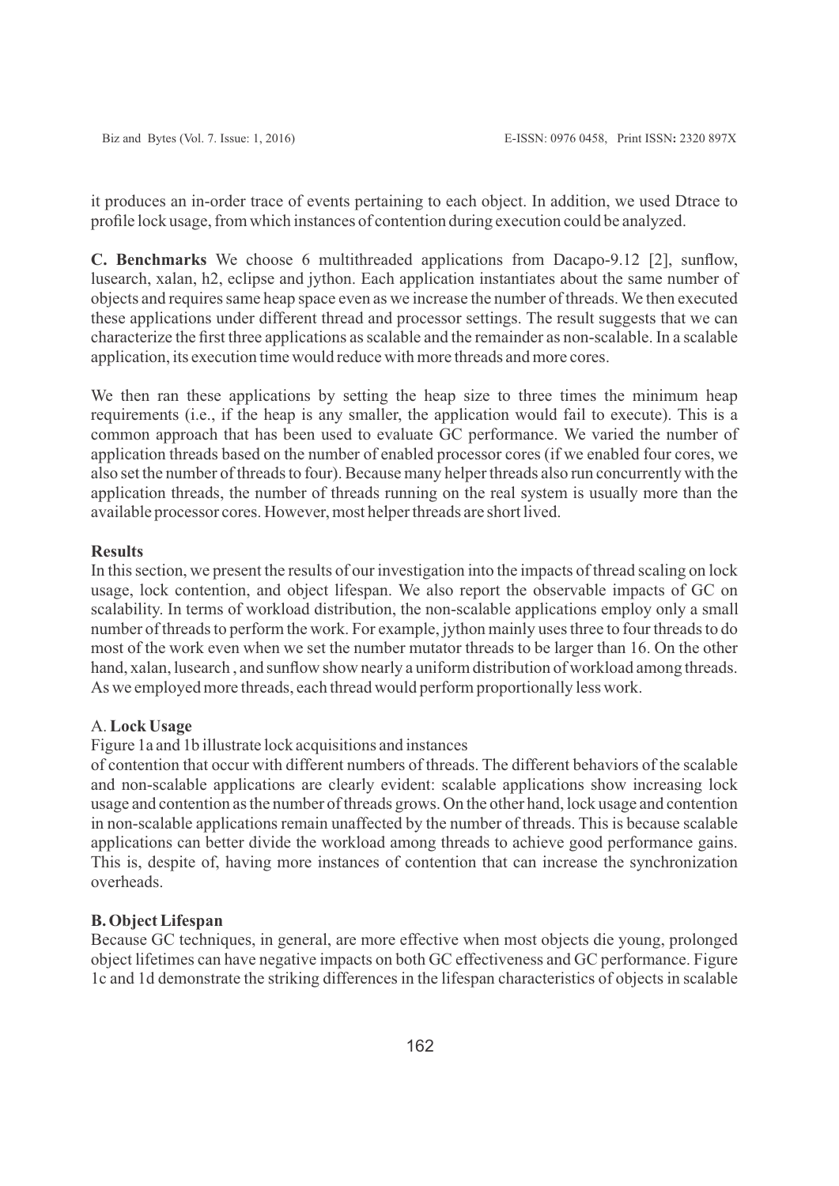it produces an in-order trace of events pertaining to each object. In addition, we used Dtrace to profile lock usage, from which instances of contention during execution could be analyzed.

**C. Benchmarks** We choose 6 multithreaded applications from Dacapo-9.12 [2], sunflow, lusearch, xalan, h2, eclipse and jython. Each application instantiates about the same number of objects and requires same heap space even as we increase the number of threads. We then executed these applications under different thread and processor settings. The result suggests that we can characterize the first three applications as scalable and the remainder as non-scalable. In a scalable application, its execution time would reduce with more threads and more cores.

We then ran these applications by setting the heap size to three times the minimum heap requirements (i.e., if the heap is any smaller, the application would fail to execute). This is a common approach that has been used to evaluate GC performance. We varied the number of application threads based on the number of enabled processor cores (if we enabled four cores, we also set the number of threads to four). Because many helper threads also run concurrently with the application threads, the number of threads running on the real system is usually more than the available processor cores. However, most helper threads are short lived.

## Results

In this section, we present the results of our investigation into the impacts of thread scaling on lock usage, lock contention, and object lifespan. We also report the observable impacts of GC on scalability. In terms of workload distribution, the non-scalable applications employ only a small number of threads to perform the work. For example, jython mainly uses three to four threads to do most of the work even when we set the number mutator threads to be larger than 16. On the other hand, xalan, lusearch , and sunflow show nearly a uniform distribution of workload among threads. As we employed more threads, each thread would perform proportionally less work.

### A. **Lock Usage**

Figure 1a and 1b illustrate lock acquisitions and instances of contention that occur with different numbers of threads. The different behaviors of the scalable and non-scalable applications are clearly evident: scalable applications show increasing lock usage and contention as the number of threads grows. On the other hand, lock usage and contention in non-scalable applications remain unaffected by the number of threads. This is because scalable applications can better divide the workload among threads to achieve good performance gains. This is, despite of, having more instances of contention that can increase the synchronization overheads.

### B. Object Lifespan

Because GC techniques, in general, are more effective when most objects die young, prolonged object lifetimes can have negative impacts on both GC effectiveness and GC performance. Figure 1c and 1d demonstrate the striking differences in the lifespan characteristics of objects in scalable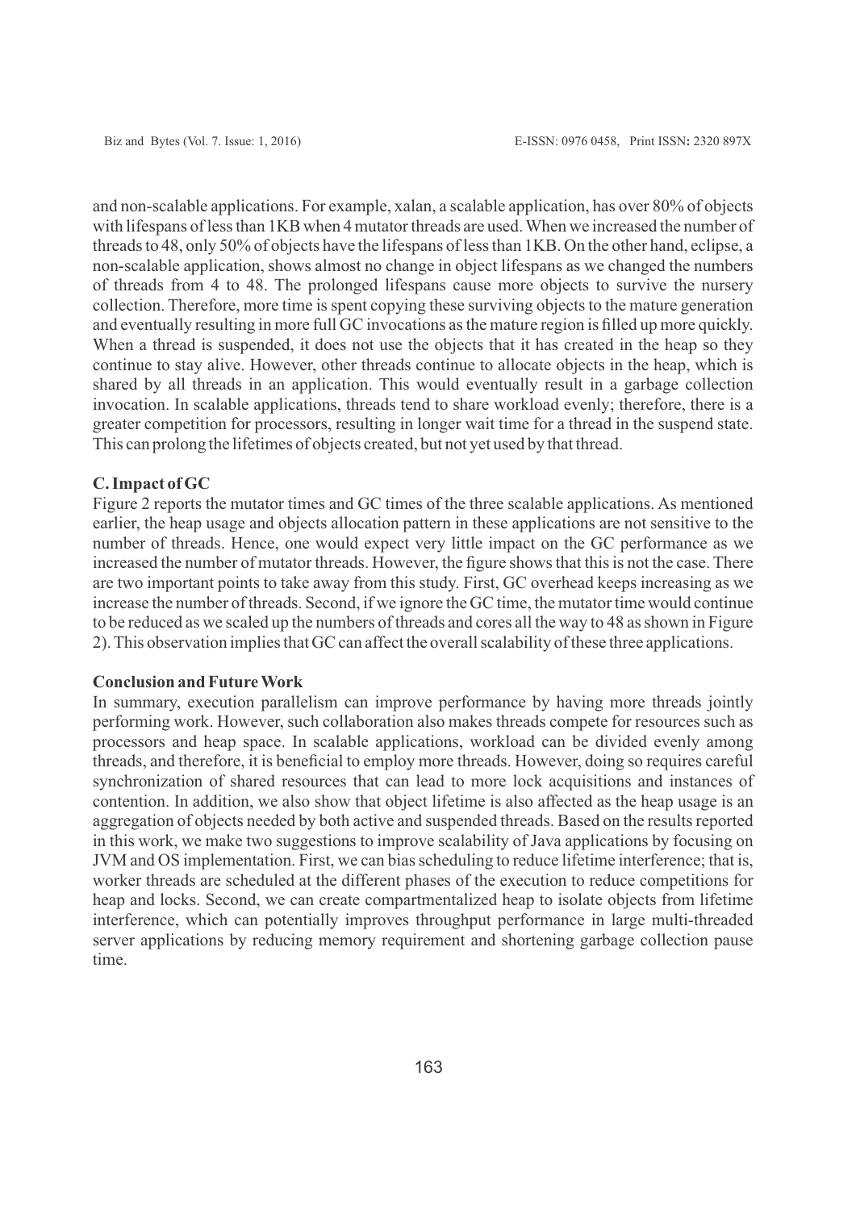and non-scalable applications. For example, xalan, a scalable application, has over 80% of objects with lifespans of less than 1KB when 4 mutator threads are used. When we increased the number of threads to 48, only 50% of objects have the lifespans of less than 1KB. On the other hand, eclipse, a non-scalable application, shows almost no change in object lifespans as we changed the numbers of threads from 4 to 48. The prolonged lifespans cause more objects to survive the nursery collection. Therefore, more time is spent copying these surviving objects to the mature generation and eventually resulting in more full GC invocations as the mature region is filled up more quickly. When a thread is suspended, it does not use the objects that it has created in the heap so they continue to stay alive. However, other threads continue to allocate objects in the heap, which is shared by all threads in an application. This would eventually result in a garbage collection invocation. In scalable applications, threads tend to share workload evenly; therefore, there is a greater competition for processors, resulting in longer wait time for a thread in the suspend state. This can prolong the lifetimes of objects created, but not yet used by that thread.

### C. Impact of GC

Figure 2 reports the mutator times and GC times of the three scalable applications. As mentioned earlier, the heap usage and objects allocation pattern in these applications are not sensitive to the number of threads. Hence, one would expect very little impact on the GC performance as we increased the number of mutator threads. However, the figure shows that this is not the case. There are two important points to take away from this study. First, GC overhead keeps increasing as we increase the number of threads. Second, if we ignore the GC time, the mutator time would continue to be reduced as we scaled up the numbers of threads and cores all the way to 48 as shown in Figure 2). This observation implies that GC can affect the overall scalability of these three applications.

## Conclusion and Future Work

In summary, execution parallelism can improve performance by having more threads jointly performing work. However, such collaboration also makes threads compete for resources such as processors and heap space. In scalable applications, workload can be divided evenly among threads, and therefore, it is beneficial to employ more threads. However, doing so requires careful synchronization of shared resources that can lead to more lock acquisitions and instances of contention. In addition, we also show that object lifetime is also affected as the heap usage is an aggregation of objects needed by both active and suspended threads. Based on the results reported in this work, we make two suggestions to improve scalability of Java applications by focusing on JVM and OS implementation. First, we can bias scheduling to reduce lifetime interference; that is, worker threads are scheduled at the different phases of the execution to reduce competitions for heap and locks. Second, we can create compartmentalized heap to isolate objects from lifetime interference, which can potentially improves throughput performance in large multi-threaded server applications by reducing memory requirement and shortening garbage collection pause time.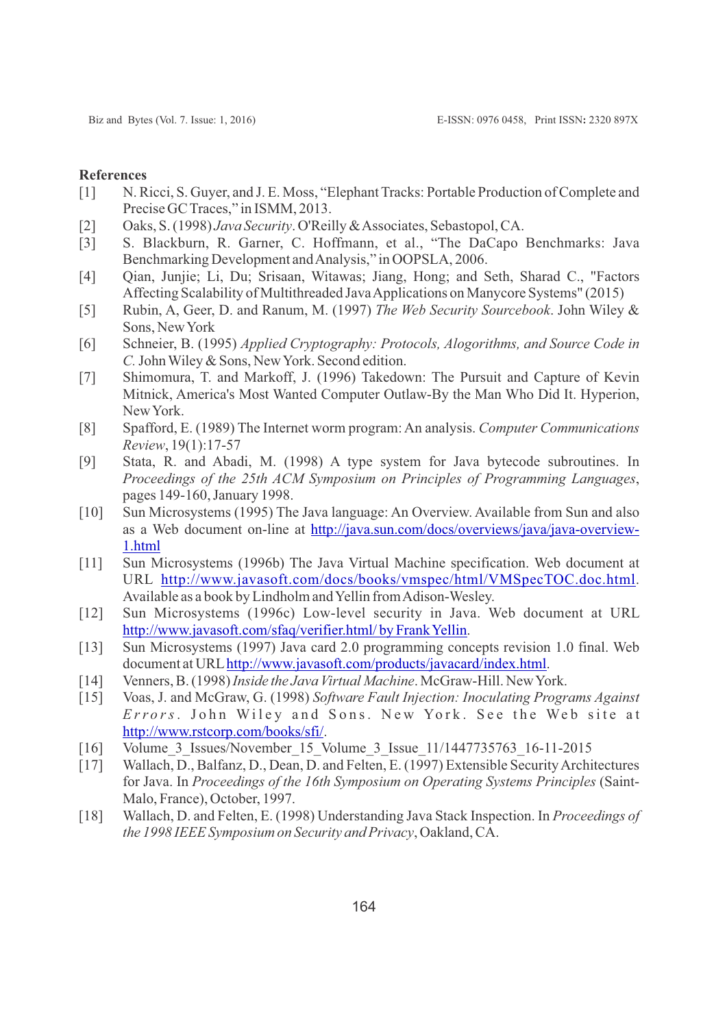## References

[1] N. Ricci, S. Guyer, and J. E. Moss, "Elephant Tracks: Portable Production of Complete and Precise GC Traces," in ISMM, 2013.

[2] Oaks, S. (1998) *Java Security*. O'Reilly & Associates, Sebastopol, CA.

[3] S. Blackburn, R. Garner, C. Hoffmann, et al., "The DaCapo Benchmarks: Java Benchmarking Development and Analysis," in OOPSLA, 2006.

[4] Qian, Junjie; Li, Du; Srisaan, Witawas; Jiang, Hong; and Seth, Sharad C., "Factors Affecting Scalability of Multithreaded Java Applications on Manycore Systems" (2015)

[5] Rubin, A, Geer, D. and Ranum, M. (1997) *The Web Security Sourcebook*. John Wiley & Sons, New York

[6] Schneier, B. (1995) *Applied Cryptography: Protocols, Alogorithms, and Source Code in C.* John Wiley & Sons, New York. Second edition.

[7] Shimomura, T. and Markoff, J. (1996) Takedown: The Pursuit and Capture of Kevin Mitnick, America's Most Wanted Computer Outlaw-By the Man Who Did It. Hyperion, New York.

[8] Spafford, E. (1989) The Internet worm program: An analysis. *Computer Communications Review*, 19(1):17-57

[9] Stata, R. and Abadi, M. (1998) A type system for Java bytecode subroutines. In *Proceedings of the 25th ACM Symposium on Principles of Programming Languages*, pages 149-160, January 1998.

[10] Sun Microsystems (1995) The Java language: An Overview. Available from Sun and also as a Web document on-line at http://java.sun.com/docs/overviews/java/java-overview-1.html

[11] Sun Microsystems (1996b) The Java Virtual Machine specification. Web document at URL http://www.javasoft.com/docs/books/vmspec/html/VMSpecTOC.doc.html. Available as a book by Lindholm and Yellin from Adison-Wesley.

[12] Sun Microsystems (1996c) Low-level security in Java. Web document at URL http://www.javasoft.com/sfaq/verifier.html/ by Frank Yellin.

[13] Sun Microsystems (1997) Java card 2.0 programming concepts revision 1.0 final. Web document at URL http://www.javasoft.com/products/javacard/index.html.

[14] Venners, B. (1998) *Inside the Java Virtual Machine*. McGraw-Hill. New York.

[15] Voas, J. and McGraw, G. (1998) *Software Fault Injection: Inoculating Programs Against Errors*. John Wiley and Sons. New York. See the Web site at http://www.rstcorp.com/books/sfi/.

[16] Volume_3_Issues/November_15_Volume_3_Issue_11/1447735763_16-11-2015

[17] Wallach, D., Balfanz, D., Dean, D. and Felten, E. (1997) Extensible Security Architectures for Java. In *Proceedings of the 16th Symposium on Operating Systems Principles* (Saint-Malo, France), October, 1997.

[18] Wallach, D. and Felten, E. (1998) Understanding Java Stack Inspection. In *Proceedings of the 1998 IEEE Symposium on Security and Privacy*, Oakland, CA.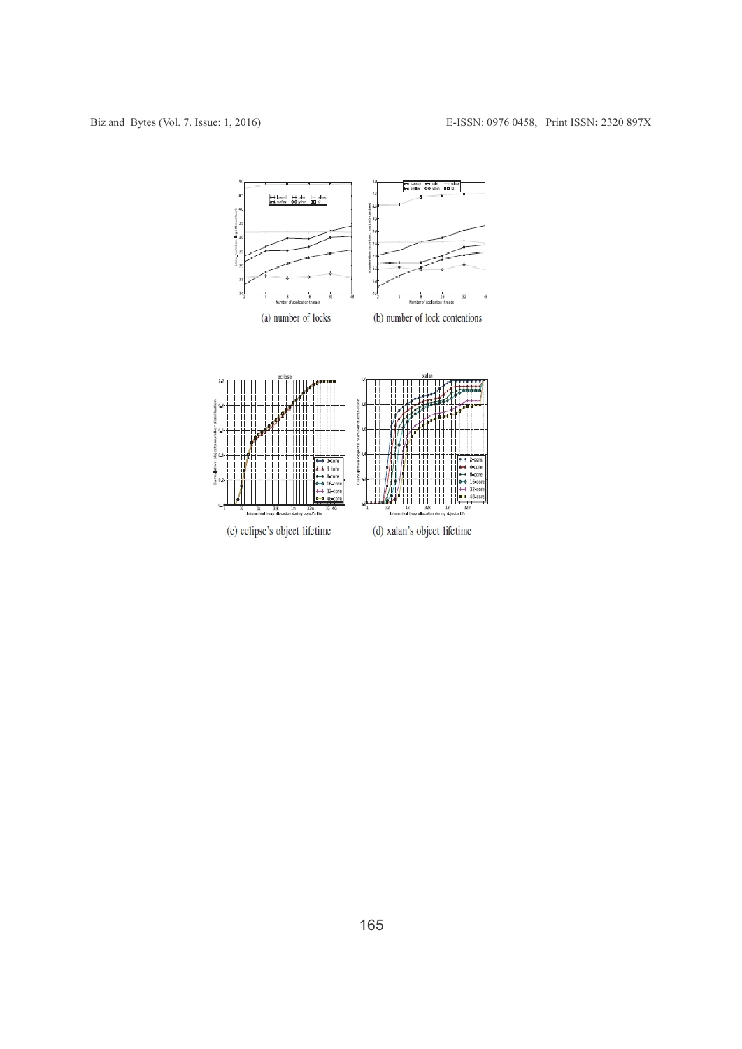(a) number of locks

(b) number of lock contentions

(c) eclipse's object lifetime

(d) xalan's object lifetime